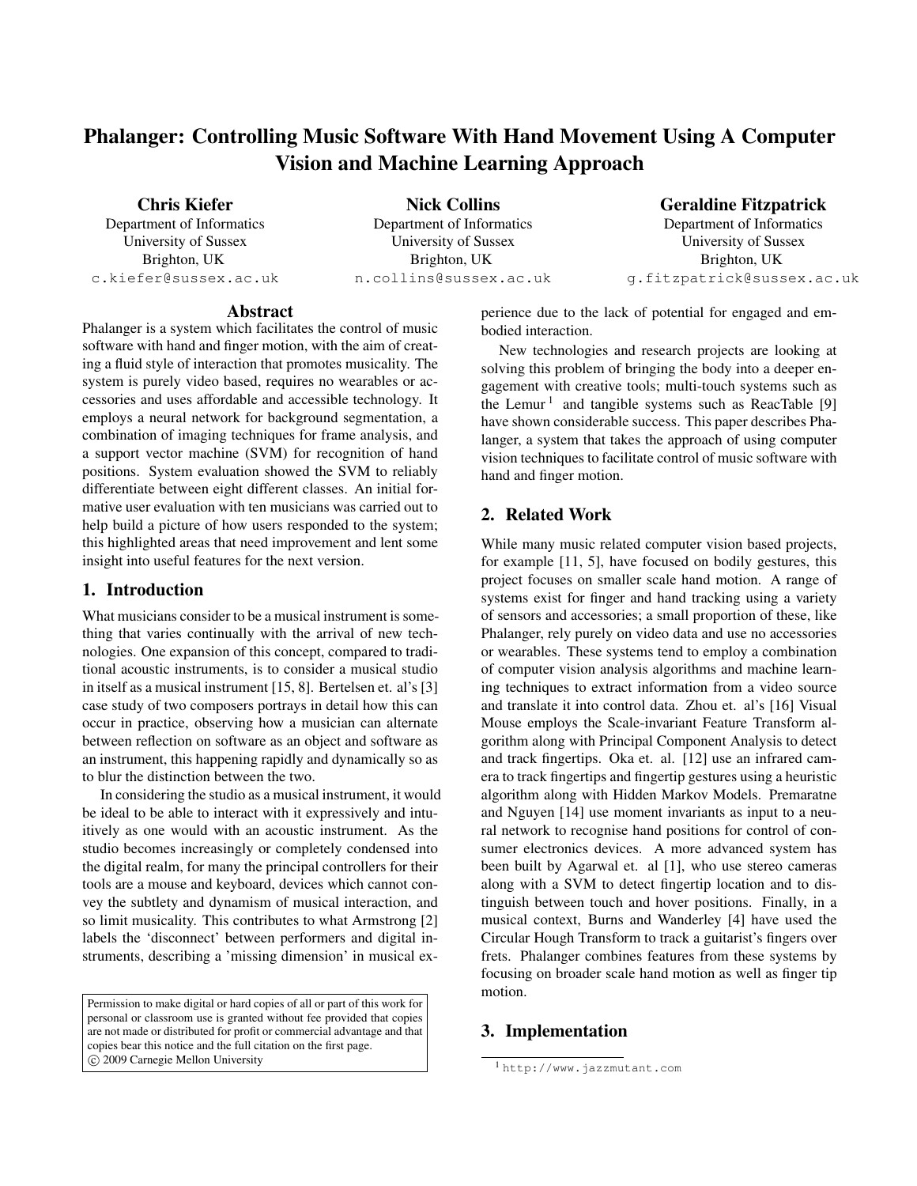# Phalanger: Controlling Music Software With Hand Movement Using A Computer Vision and Machine Learning Approach

**Chris Kiefer**
Department of Informatics
University of Sussex
Brighton, UK
c.kiefer@sussex.ac.uk

**Nick Collins**
Department of Informatics
University of Sussex
Brighton, UK
n.collins@sussex.ac.uk

**Geraldine Fitzpatrick**
Department of Informatics
University of Sussex
Brighton, UK
g.fitzpatrick@sussex.ac.uk

## Abstract

Phalanger is a system which facilitates the control of music software with hand and finger motion, with the aim of creating a fluid style of interaction that promotes musicality. The system is purely video based, requires no wearables or accessories and uses affordable and accessible technology. It employs a neural network for background segmentation, a combination of imaging techniques for frame analysis, and a support vector machine (SVM) for recognition of hand positions. System evaluation showed the SVM to reliably differentiate between eight different classes. An initial formative user evaluation with ten musicians was carried out to help build a picture of how users responded to the system; this highlighted areas that need improvement and lent some insight into useful features for the next version.

## 1. Introduction

What musicians consider to be a musical instrument is something that varies continually with the arrival of new technologies. One expansion of this concept, compared to traditional acoustic instruments, is to consider a musical studio in itself as a musical instrument [15, 8]. Bertelsen et. al's [3] case study of two composers portrays in detail how this can occur in practice, observing how a musician can alternate between reflection on software as an object and software as an instrument, this happening rapidly and dynamically so as to blur the distinction between the two.

In considering the studio as a musical instrument, it would be ideal to be able to interact with it expressively and intuitively as one would with an acoustic instrument. As the studio becomes increasingly or completely condensed into the digital realm, for many the principal controllers for their tools are a mouse and keyboard, devices which cannot convey the subtlety and dynamism of musical interaction, and so limit musicality. This contributes to what Armstrong [2] labels the 'disconnect' between performers and digital instruments, describing a 'missing dimension' in musical experience due to the lack of potential for engaged and embodied interaction.

New technologies and research projects are looking at solving this problem of bringing the body into a deeper engagement with creative tools; multi-touch systems such as the Lemur [1] and tangible systems such as ReacTable [9] have shown considerable success. This paper describes Phalanger, a system that takes the approach of using computer vision techniques to facilitate control of music software with hand and finger motion.

## 2. Related Work

While many music related computer vision based projects, for example [11, 5], have focused on bodily gestures, this project focuses on smaller scale hand motion. A range of systems exist for finger and hand tracking using a variety of sensors and accessories; a small proportion of these, like Phalanger, rely purely on video data and use no accessories or wearables. These systems tend to employ a combination of computer vision analysis algorithms and machine learning techniques to extract information from a video source and translate it into control data. Zhou et. al's [16] Visual Mouse employs the Scale-invariant Feature Transform algorithm along with Principal Component Analysis to detect and track fingertips. Oka et. al. [12] use an infrared camera to track fingertips and fingertip gestures using a heuristic algorithm along with Hidden Markov Models. Premaratne and Nguyen [14] use moment invariants as input to a neural network to recognise hand positions for control of consumer electronics devices. A more advanced system has been built by Agarwal et. al [1], who use stereo cameras along with a SVM to detect fingertip location and to distinguish between touch and hover positions. Finally, in a musical context, Burns and Wanderley [4] have used the Circular Hough Transform to track a guitarist's fingers over frets. Phalanger combines features from these systems by focusing on broader scale hand motion as well as finger tip motion.

## 3. Implementation

[1] http://www.jazzmutant.com

Permission to make digital or hard copies of all or part of this work for personal or classroom use is granted without fee provided that copies are not made or distributed for profit or commercial advantage and that copies bear this notice and the full citation on the first page.
© 2009 Carnegie Mellon University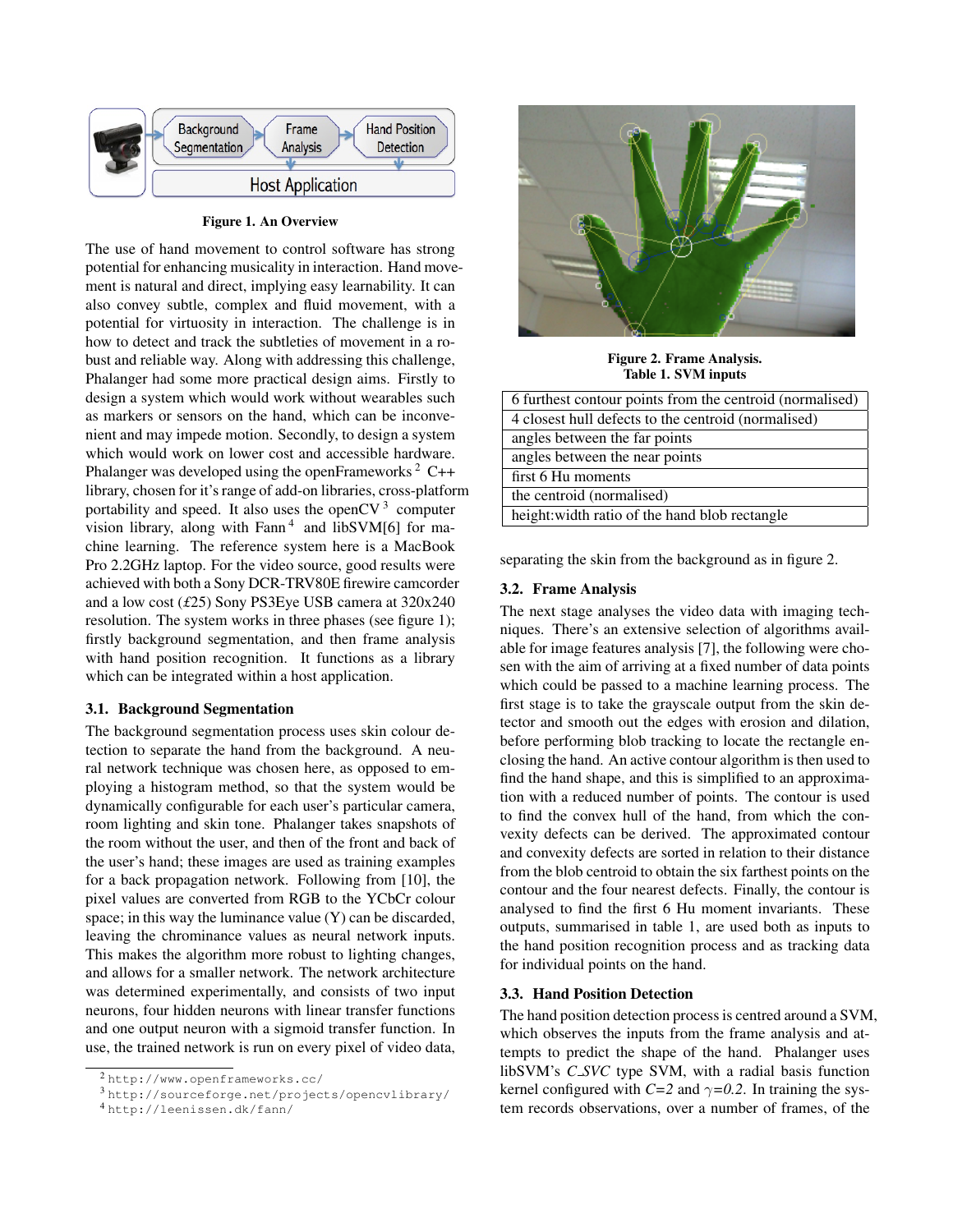Figure 1. An Overview

The use of hand movement to control software has strong potential for enhancing musicality in interaction. Hand movement is natural and direct, implying easy learnability. It can also convey subtle, complex and fluid movement, with a potential for virtuosity in interaction. The challenge is in how to detect and track the subtleties of movement in a robust and reliable way. Along with addressing this challenge, Phalanger had some more practical design aims. Firstly to design a system which would work without wearables such as markers or sensors on the hand, which can be inconvenient and may impede motion. Secondly, to design a system which would work on lower cost and accessible hardware. Phalanger was developed using the openFrameworks [2] C++ library, chosen for it's range of add-on libraries, cross-platform portability and speed. It also uses the openCV [3] computer vision library, along with Fann [4] and libSVM[6] for machine learning. The reference system here is a MacBook Pro 2.2GHz laptop. For the video source, good results were achieved with both a Sony DCR-TRV80E firewire camcorder and a low cost (£25) Sony PS3Eye USB camera at 320x240 resolution. The system works in three phases (see figure 1); firstly background segmentation, and then frame analysis with hand position recognition. It functions as a library which can be integrated within a host application.

### 3.1. Background Segmentation

The background segmentation process uses skin colour detection to separate the hand from the background. A neural network technique was chosen here, as opposed to employing a histogram method, so that the system would be dynamically configurable for each user's particular camera, room lighting and skin tone. Phalanger takes snapshots of the room without the user, and then of the front and back of the user's hand; these images are used as training examples for a back propagation network. Following from [10], the pixel values are converted from RGB to the YCbCr colour space; in this way the luminance value (Y) can be discarded, leaving the chrominance values as neural network inputs. This makes the algorithm more robust to lighting changes, and allows for a smaller network. The network architecture was determined experimentally, and consists of two input neurons, four hidden neurons with linear transfer functions and one output neuron with a sigmoid transfer function. In use, the trained network is run on every pixel of video data, separating the skin from the background as in figure 2.

Figure 2. Frame Analysis.

Table 1. SVM inputs

| |
|---|
| 6 furthest contour points from the centroid (normalised) |
| 4 closest hull defects to the centroid (normalised) |
| angles between the far points |
| angles between the near points |
| first 6 Hu moments |
| the centroid (normalised) |
| height:width ratio of the hand blob rectangle |

### 3.2. Frame Analysis

The next stage analyses the video data with imaging techniques. There's an extensive selection of algorithms available for image features analysis [7], the following were chosen with the aim of arriving at a fixed number of data points which could be passed to a machine learning process. The first stage is to take the grayscale output from the skin detector and smooth out the edges with erosion and dilation, before performing blob tracking to locate the rectangle enclosing the hand. An active contour algorithm is then used to find the hand shape, and this is simplified to an approximation with a reduced number of points. The contour is used to find the convex hull of the hand, from which the convexity defects can be derived. The approximated contour and convexity defects are sorted in relation to their distance from the blob centroid to obtain the six farthest points on the contour and the four nearest defects. Finally, the contour is analysed to find the first 6 Hu moment invariants. These outputs, summarised in table 1, are used both as inputs to the hand position recognition process and as tracking data for individual points on the hand.

### 3.3. Hand Position Detection

The hand position detection process is centred around a SVM, which observes the inputs from the frame analysis and attempts to predict the shape of the hand. Phalanger uses libSVM's *C_SVC* type SVM, with a radial basis function kernel configured with $C=2$ and $\gamma=0.2$. In training the system records observations, over a number of frames, of the

[2] http://www.openframeworks.cc/

[3] http://sourceforge.net/projects/opencvlibrary/

[4] http://leenissen.dk/fann/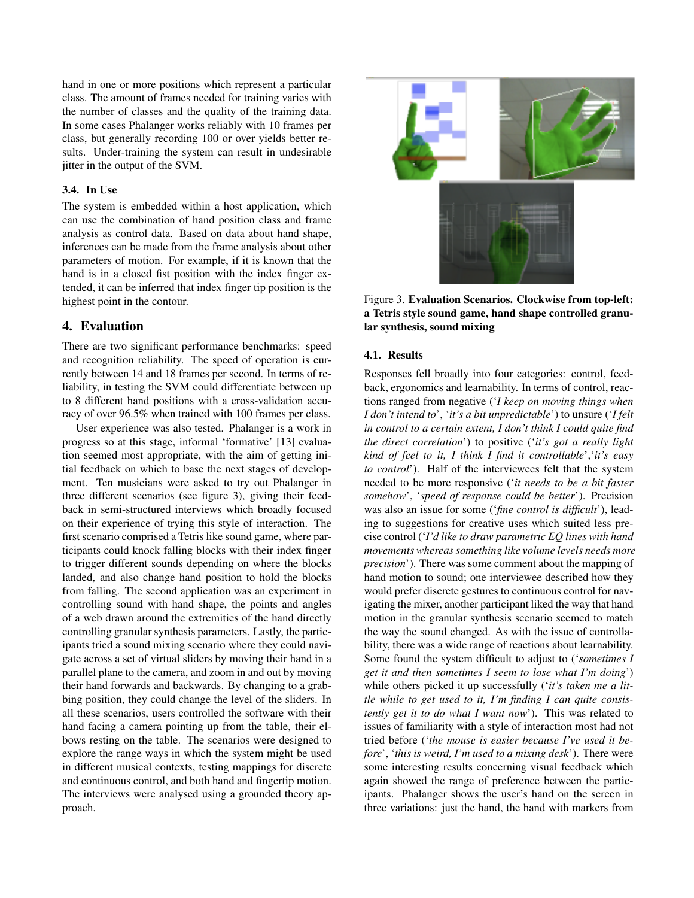hand in one or more positions which represent a particular class. The amount of frames needed for training varies with the number of classes and the quality of the training data. In some cases Phalanger works reliably with 10 frames per class, but generally recording 100 or over yields better results. Under-training the system can result in undesirable jitter in the output of the SVM.

### 3.4. In Use

The system is embedded within a host application, which can use the combination of hand position class and frame analysis as control data. Based on data about hand shape, inferences can be made from the frame analysis about other parameters of motion. For example, if it is known that the hand is in a closed fist position with the index finger extended, it can be inferred that index finger tip position is the highest point in the contour.

## 4. Evaluation

There are two significant performance benchmarks: speed and recognition reliability. The speed of operation is currently between 14 and 18 frames per second. In terms of reliability, in testing the SVM could differentiate between up to 8 different hand positions with a cross-validation accuracy of over 96.5% when trained with 100 frames per class.

User experience was also tested. Phalanger is a work in progress so at this stage, informal 'formative' [13] evaluation seemed most appropriate, with the aim of getting initial feedback on which to base the next stages of development. Ten musicians were asked to try out Phalanger in three different scenarios (see figure 3), giving their feedback in semi-structured interviews which broadly focused on their experience of trying this style of interaction. The first scenario comprised a Tetris like sound game, where participants could knock falling blocks with their index finger to trigger different sounds depending on where the blocks landed, and also change hand position to hold the blocks from falling. The second application was an experiment in controlling sound with hand shape, the points and angles of a web drawn around the extremities of the hand directly controlling granular synthesis parameters. Lastly, the participants tried a sound mixing scenario where they could navigate across a set of virtual sliders by moving their hand in a parallel plane to the camera, and zoom in and out by moving their hand forwards and backwards. By changing to a grabbing position, they could change the level of the sliders. In all these scenarios, users controlled the software with their hand facing a camera pointing up from the table, their elbows resting on the table. The scenarios were designed to explore the range ways in which the system might be used in different musical contexts, testing mappings for discrete and continuous control, and both hand and fingertip motion. The interviews were analysed using a grounded theory approach.

Figure 3. **Evaluation Scenarios. Clockwise from top-left: a Tetris style sound game, hand shape controlled granular synthesis, sound mixing**

### 4.1. Results

Responses fell broadly into four categories: control, feedback, ergonomics and learnability. In terms of control, reactions ranged from negative ('*I keep on moving things when I don't intend to*', '*it's a bit unpredictable*') to unsure ('*I felt in control to a certain extent, I don't think I could quite find the direct correlation*') to positive ('*it's got a really light kind of feel to it, I think I find it controllable*','*it's easy to control*'). Half of the interviewees felt that the system needed to be more responsive ('*it needs to be a bit faster somehow*', '*speed of response could be better*'). Precision was also an issue for some ('*fine control is difficult*'), leading to suggestions for creative uses which suited less precise control ('*I'd like to draw parametric EQ lines with hand movements whereas something like volume levels needs more precision*'). There was some comment about the mapping of hand motion to sound; one interviewee described how they would prefer discrete gestures to continuous control for navigating the mixer, another participant liked the way that hand motion in the granular synthesis scenario seemed to match the way the sound changed. As with the issue of controllability, there was a wide range of reactions about learnability. Some found the system difficult to adjust to ('*sometimes I get it and then sometimes I seem to lose what I'm doing*') while others picked it up successfully ('*it's taken me a little while to get used to it, I'm finding I can quite consistently get it to do what I want now*'). This was related to issues of familiarity with a style of interaction most had not tried before ('*the mouse is easier because I've used it before*', '*this is weird, I'm used to a mixing desk*'). There were some interesting results concerning visual feedback which again showed the range of preference between the participants. Phalanger shows the user's hand on the screen in three variations: just the hand, the hand with markers from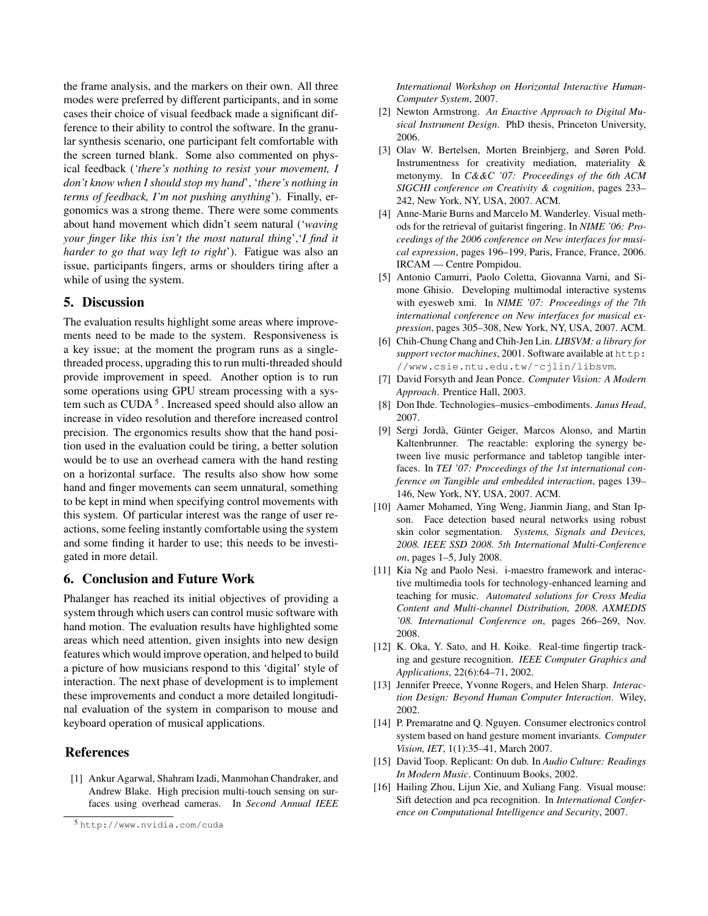the frame analysis, and the markers on their own. All three modes were preferred by different participants, and in some cases their choice of visual feedback made a significant difference to their ability to control the software. In the granular synthesis scenario, one participant felt comfortable with the screen turned blank. Some also commented on physical feedback (*'there's nothing to resist your movement, I don't know when I should stop my hand'*, *'there's nothing in terms of feedback, I'm not pushing anything'*). Finally, ergonomics was a strong theme. There were some comments about hand movement which didn't seem natural (*'waving your finger like this isn't the most natural thing'*,*'I find it harder to go that way left to right'*). Fatigue was also an issue, participants fingers, arms or shoulders tiring after a while of using the system.

## 5. Discussion

The evaluation results highlight some areas where improvements need to be made to the system. Responsiveness is a key issue; at the moment the program runs as a single-threaded process, upgrading this to run multi-threaded should provide improvement in speed. Another option is to run some operations using GPU stream processing with a system such as CUDA [5]. Increased speed should also allow an increase in video resolution and therefore increased control precision. The ergonomics results show that the hand position used in the evaluation could be tiring, a better solution would be to use an overhead camera with the hand resting on a horizontal surface. The results also show how some hand and finger movements can seem unnatural, something to be kept in mind when specifying control movements with this system. Of particular interest was the range of user reactions, some feeling instantly comfortable using the system and some finding it harder to use; this needs to be investigated in more detail.

## 6. Conclusion and Future Work

Phalanger has reached its initial objectives of providing a system through which users can control music software with hand motion. The evaluation results have highlighted some areas which need attention, given insights into new design features which would improve operation, and helped to build a picture of how musicians respond to this 'digital' style of interaction. The next phase of development is to implement these improvements and conduct a more detailed longitudinal evaluation of the system in comparison to mouse and keyboard operation of musical applications.

## References

[1] Ankur Agarwal, Shahram Izadi, Manmohan Chandraker, and Andrew Blake. High precision multi-touch sensing on surfaces using overhead cameras. In *Second Annual IEEE International Workshop on Horizontal Interactive Human-Computer System*, 2007.

[2] Newton Armstrong. *An Enactive Approach to Digital Musical Instrument Design*. PhD thesis, Princeton University, 2006.

[3] Olav W. Bertelsen, Morten Breinbjerg, and Søren Pold. Instrumentness for creativity mediation, materiality & metonymy. In *C&C '07: Proceedings of the 6th ACM SIGCHI conference on Creativity & cognition*, pages 233–242, New York, NY, USA, 2007. ACM.

[4] Anne-Marie Burns and Marcelo M. Wanderley. Visual methods for the retrieval of guitarist fingering. In *NIME '06: Proceedings of the 2006 conference on New interfaces for musical expression*, pages 196–199, Paris, France, France, 2006. IRCAM — Centre Pompidou.

[5] Antonio Camurri, Paolo Coletta, Giovanna Varni, and Simone Ghisio. Developing multimodal interactive systems with eyesweb xmi. In *NIME '07: Proceedings of the 7th international conference on New interfaces for musical expression*, pages 305–308, New York, NY, USA, 2007. ACM.

[6] Chih-Chung Chang and Chih-Jen Lin. *LIBSVM: a library for support vector machines*, 2001. Software available at `http://www.csie.ntu.edu.tw/~cjlin/libsvm`.

[7] David Forsyth and Jean Ponce. *Computer Vision: A Modern Approach*. Prentice Hall, 2003.

[8] Don Ihde. Technologies–musics–embodiments. *Janus Head*, 2007.

[9] Sergi Jordà, Günter Geiger, Marcos Alonso, and Martin Kaltenbrunner. The reactable: exploring the synergy between live music performance and tabletop tangible interfaces. In *TEI '07: Proceedings of the 1st international conference on Tangible and embedded interaction*, pages 139–146, New York, NY, USA, 2007. ACM.

[10] Aamer Mohamed, Ying Weng, Jianmin Jiang, and Stan Ipson. Face detection based neural networks using robust skin color segmentation. *Systems, Signals and Devices, 2008. IEEE SSD 2008. 5th International Multi-Conference on*, pages 1–5, July 2008.

[11] Kia Ng and Paolo Nesi. i-maestro framework and interactive multimedia tools for technology-enhanced learning and teaching for music. *Automated solutions for Cross Media Content and Multi-channel Distribution, 2008. AXMEDIS '08. International Conference on*, pages 266–269, Nov. 2008.

[12] K. Oka, Y. Sato, and H. Koike. Real-time fingertip tracking and gesture recognition. *IEEE Computer Graphics and Applications*, 22(6):64–71, 2002.

[13] Jennifer Preece, Yvonne Rogers, and Helen Sharp. *Interaction Design: Beyond Human Computer Interaction*. Wiley, 2002.

[14] P. Premaratne and Q. Nguyen. Consumer electronics control system based on hand gesture moment invariants. *Computer Vision, IET*, 1(1):35–41, March 2007.

[15] David Toop. Replicant: On dub. In *Audio Culture: Readings In Modern Music*. Continuum Books, 2002.

[16] Hailing Zhou, Lijun Xie, and Xuliang Fang. Visual mouse: Sift detection and pca recognition. In *International Conference on Computational Intelligence and Security*, 2007.

[5] `http://www.nvidia.com/cuda`